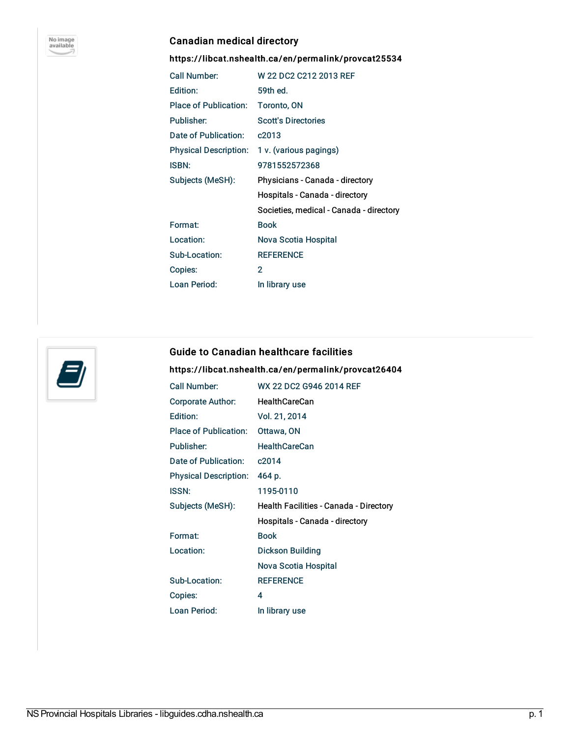### Canadian medical directory

**https://libcat.nshealth.ca/en/permalink/provcat25534**

| | |
|---|---|
| Call Number: | W 22 DC2 C212 2013 REF |
| Edition: | 59th ed. |
| Place of Publication: | Toronto, ON |
| Publisher: | Scott's Directories |
| Date of Publication: | c2013 |
| Physical Description: | 1 v. (various pagings) |
| ISBN: | 9781552572368 |
| Subjects (MeSH): | Physicians - Canada - directory<br>Hospitals - Canada - directory<br>Societies, medical - Canada - directory |
| Format: | Book |
| Location: | Nova Scotia Hospital |
| Sub-Location: | REFERENCE |
| Copies: | 2 |
| Loan Period: | In library use |

### Guide to Canadian healthcare facilities

**https://libcat.nshealth.ca/en/permalink/provcat26404**

| | |
|---|---|
| Call Number: | WX 22 DC2 G946 2014 REF |
| Corporate Author: | HealthCareCan |
| Edition: | Vol. 21, 2014 |
| Place of Publication: | Ottawa, ON |
| Publisher: | HealthCareCan |
| Date of Publication: | c2014 |
| Physical Description: | 464 p. |
| ISSN: | 1195-0110 |
| Subjects (MeSH): | Health Facilities - Canada - Directory<br>Hospitals - Canada - directory |
| Format: | Book |
| Location: | Dickson Building<br>Nova Scotia Hospital |
| Sub-Location: | REFERENCE |
| Copies: | 4 |
| Loan Period: | In library use |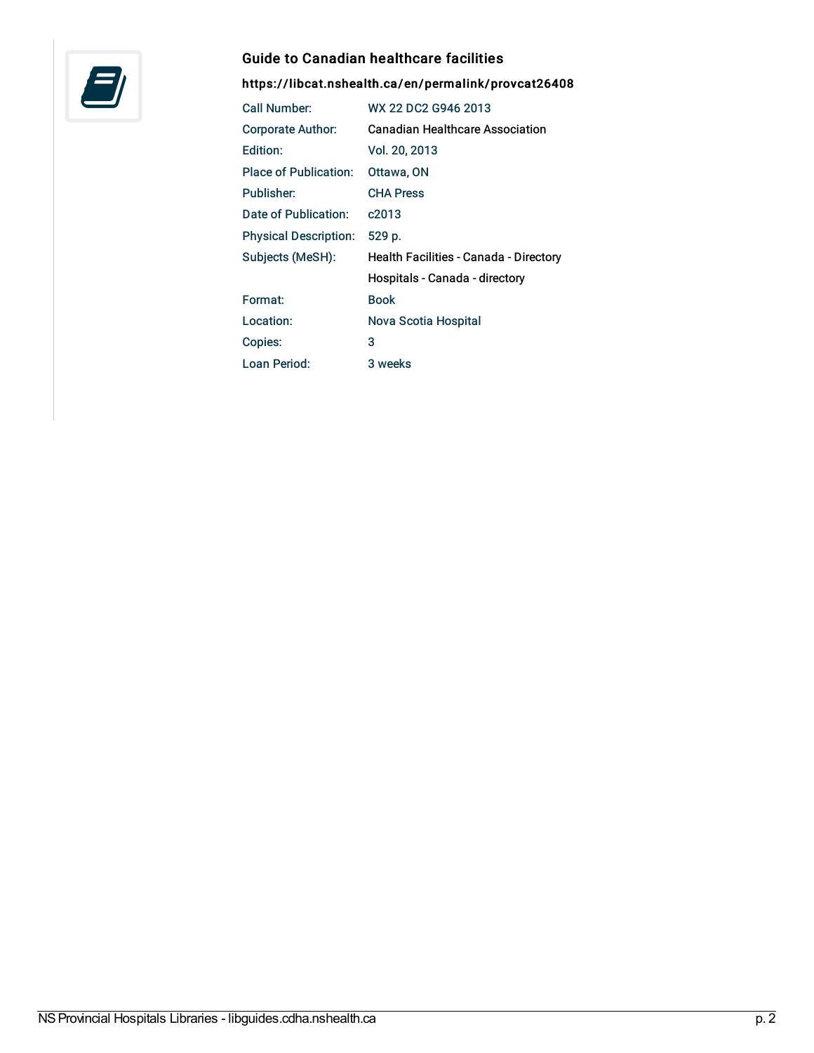### Guide to Canadian healthcare facilities

**https://libcat.nshealth.ca/en/permalink/provcat26408**

| | |
|---|---|
| Call Number: | WX 22 DC2 G946 2013 |
| Corporate Author: | Canadian Healthcare Association |
| Edition: | Vol. 20, 2013 |
| Place of Publication: | Ottawa, ON |
| Publisher: | CHA Press |
| Date of Publication: | c2013 |
| Physical Description: | 529 p. |
| Subjects (MeSH): | Health Facilities - Canada - Directory |
| | Hospitals - Canada - directory |
| Format: | Book |
| Location: | Nova Scotia Hospital |
| Copies: | 3 |
| Loan Period: | 3 weeks |